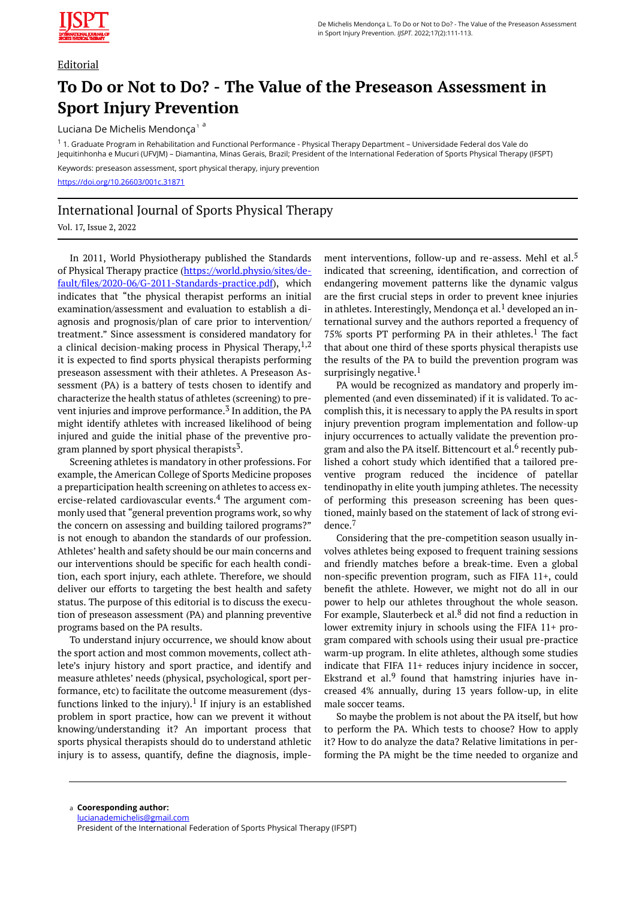Editorial

# To Do or Not to Do? - The Value of the Preseason Assessment in Sport Injury Prevention

Luciana De Michelis Mendonça[1] [a]

[1] 1. Graduate Program in Rehabilitation and Functional Performance - Physical Therapy Department – Universidade Federal dos Vale do Jequitinhonha e Mucuri (UFVJM) – Diamantina, Minas Gerais, Brazil; President of the International Federation of Sports Physical Therapy (IFSPT)

Keywords: preseason assessment, sport physical therapy, injury prevention

https://doi.org/10.26603/001c.31871

## International Journal of Sports Physical Therapy

Vol. 17, Issue 2, 2022

In 2011, World Physiotherapy published the Standards of Physical Therapy practice (https://world.physio/sites/default/files/2020-06/G-2011-Standards-practice.pdf), which indicates that "the physical therapist performs an initial examination/assessment and evaluation to establish a diagnosis and prognosis/plan of care prior to intervention/treatment." Since assessment is considered mandatory for a clinical decision-making process in Physical Therapy,[1,2] it is expected to find sports physical therapists performing preseason assessment with their athletes. A Preseason Assessment (PA) is a battery of tests chosen to identify and characterize the health status of athletes (screening) to prevent injuries and improve performance.[3] In addition, the PA might identify athletes with increased likelihood of being injured and guide the initial phase of the preventive program planned by sport physical therapists[3].

Screening athletes is mandatory in other professions. For example, the American College of Sports Medicine proposes a preparticipation health screening on athletes to access exercise-related cardiovascular events.[4] The argument commonly used that "general prevention programs work, so why the concern on assessing and building tailored programs?" is not enough to abandon the standards of our profession. Athletes' health and safety should be our main concerns and our interventions should be specific for each health condition, each sport injury, each athlete. Therefore, we should deliver our efforts to targeting the best health and safety status. The purpose of this editorial is to discuss the execution of preseason assessment (PA) and planning preventive programs based on the PA results.

To understand injury occurrence, we should know about the sport action and most common movements, collect athlete's injury history and sport practice, and identify and measure athletes' needs (physical, psychological, sport performance, etc) to facilitate the outcome measurement (dysfunctions linked to the injury).[1] If injury is an established problem in sport practice, how can we prevent it without knowing/understanding it? An important process that sports physical therapists should do to understand athletic injury is to assess, quantify, define the diagnosis, implement interventions, follow-up and re-assess. Mehl et al.[5] indicated that screening, identification, and correction of endangering movement patterns like the dynamic valgus are the first crucial steps in order to prevent knee injuries in athletes. Interestingly, Mendonça et al.[1] developed an international survey and the authors reported a frequency of 75% sports PT performing PA in their athletes.[1] The fact that about one third of these sports physical therapists use the results of the PA to build the prevention program was surprisingly negative.[1]

PA would be recognized as mandatory and properly implemented (and even disseminated) if it is validated. To accomplish this, it is necessary to apply the PA results in sport injury prevention program implementation and follow-up injury occurrences to actually validate the prevention program and also the PA itself. Bittencourt et al.[6] recently published a cohort study which identified that a tailored preventive program reduced the incidence of patellar tendinopathy in elite youth jumping athletes. The necessity of performing this preseason screening has been questioned, mainly based on the statement of lack of strong evidence.[7]

Considering that the pre-competition season usually involves athletes being exposed to frequent training sessions and friendly matches before a break-time. Even a global non-specific prevention program, such as FIFA 11+, could benefit the athlete. However, we might not do all in our power to help our athletes throughout the whole season. For example, Slauterbeck et al.[8] did not find a reduction in lower extremity injury in schools using the FIFA 11+ program compared with schools using their usual pre-practice warm-up program. In elite athletes, although some studies indicate that FIFA 11+ reduces injury incidence in soccer, Ekstrand et al.[9] found that hamstring injuries have increased 4% annually, during 13 years follow-up, in elite male soccer teams.

So maybe the problem is not about the PA itself, but how to perform the PA. Which tests to choose? How to apply it? How to do analyze the data? Relative limitations in performing the PA might be the time needed to organize and

---

[a] **Cooresponding author:**
lucianademichelis@gmail.com
President of the International Federation of Sports Physical Therapy (IFSPT)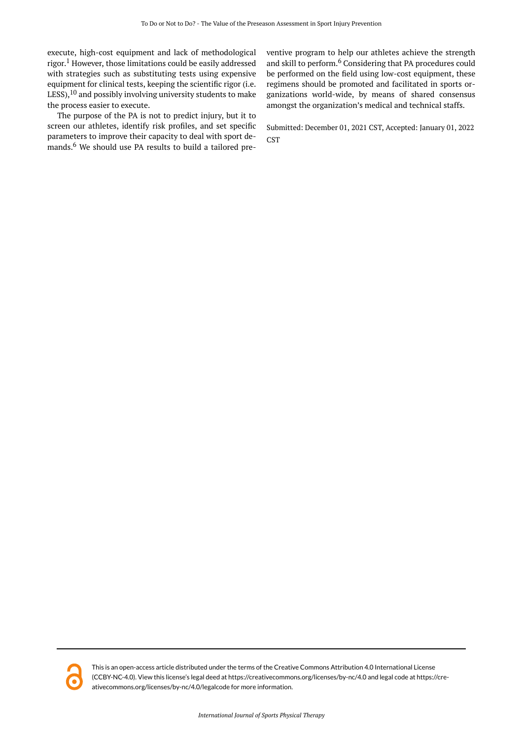execute, high-cost equipment and lack of methodological rigor.[1] However, those limitations could be easily addressed with strategies such as substituting tests using expensive equipment for clinical tests, keeping the scientific rigor (i.e. LESS),[10] and possibly involving university students to make the process easier to execute.

The purpose of the PA is not to predict injury, but it to screen our athletes, identify risk profiles, and set specific parameters to improve their capacity to deal with sport demands.[6] We should use PA results to build a tailored preventive program to help our athletes achieve the strength and skill to perform.[6] Considering that PA procedures could be performed on the field using low-cost equipment, these regimens should be promoted and facilitated in sports organizations world-wide, by means of shared consensus amongst the organization's medical and technical staffs.

Submitted: December 01, 2021 CST, Accepted: January 01, 2022 CST

This is an open-access article distributed under the terms of the Creative Commons Attribution 4.0 International License (CCBY-NC-4.0). View this license's legal deed at https://creativecommons.org/licenses/by-nc/4.0 and legal code at https://creativecommons.org/licenses/by-nc/4.0/legalcode for more information.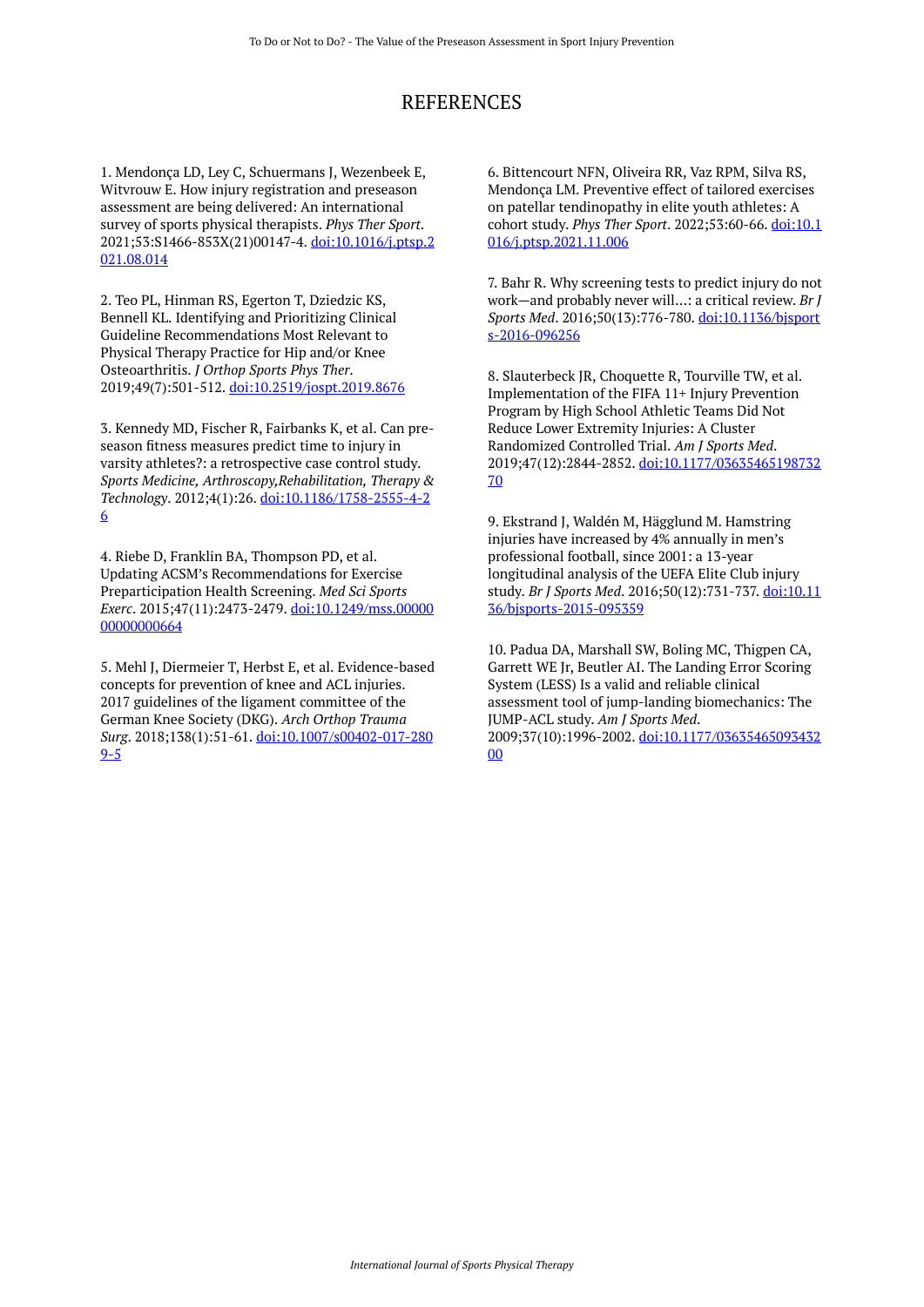# REFERENCES

1. Mendonça LD, Ley C, Schuermans J, Wezenbeek E, Witvrouw E. How injury registration and preseason assessment are being delivered: An international survey of sports physical therapists. *Phys Ther Sport*. 2021;53:S1466-853X(21)00147-4. doi:10.1016/j.ptsp.2021.08.014

2. Teo PL, Hinman RS, Egerton T, Dziedzic KS, Bennell KL. Identifying and Prioritizing Clinical Guideline Recommendations Most Relevant to Physical Therapy Practice for Hip and/or Knee Osteoarthritis. *J Orthop Sports Phys Ther*. 2019;49(7):501-512. doi:10.2519/jospt.2019.8676

3. Kennedy MD, Fischer R, Fairbanks K, et al. Can pre-season fitness measures predict time to injury in varsity athletes?: a retrospective case control study. *Sports Medicine, Arthroscopy,Rehabilitation, Therapy & Technology*. 2012;4(1):26. doi:10.1186/1758-2555-4-26

4. Riebe D, Franklin BA, Thompson PD, et al. Updating ACSM's Recommendations for Exercise Preparticipation Health Screening. *Med Sci Sports Exerc*. 2015;47(11):2473-2479. doi:10.1249/mss.0000000000000664

5. Mehl J, Diermeier T, Herbst E, et al. Evidence-based concepts for prevention of knee and ACL injuries. 2017 guidelines of the ligament committee of the German Knee Society (DKG). *Arch Orthop Trauma Surg*. 2018;138(1):51-61. doi:10.1007/s00402-017-2809-5

6. Bittencourt NFN, Oliveira RR, Vaz RPM, Silva RS, Mendonça LM. Preventive effect of tailored exercises on patellar tendinopathy in elite youth athletes: A cohort study. *Phys Ther Sport*. 2022;53:60-66. doi:10.1016/j.ptsp.2021.11.006

7. Bahr R. Why screening tests to predict injury do not work—and probably never will…: a critical review. *Br J Sports Med*. 2016;50(13):776-780. doi:10.1136/bjsports-2016-096256

8. Slauterbeck JR, Choquette R, Tourville TW, et al. Implementation of the FIFA 11+ Injury Prevention Program by High School Athletic Teams Did Not Reduce Lower Extremity Injuries: A Cluster Randomized Controlled Trial. *Am J Sports Med*. 2019;47(12):2844-2852. doi:10.1177/0363546519873270

9. Ekstrand J, Waldén M, Hägglund M. Hamstring injuries have increased by 4% annually in men's professional football, since 2001: a 13-year longitudinal analysis of the UEFA Elite Club injury study. *Br J Sports Med*. 2016;50(12):731-737. doi:10.1136/bjsports-2015-095359

10. Padua DA, Marshall SW, Boling MC, Thigpen CA, Garrett WE Jr, Beutler AI. The Landing Error Scoring System (LESS) Is a valid and reliable clinical assessment tool of jump-landing biomechanics: The JUMP-ACL study. *Am J Sports Med*. 2009;37(10):1996-2002. doi:10.1177/0363546509343200